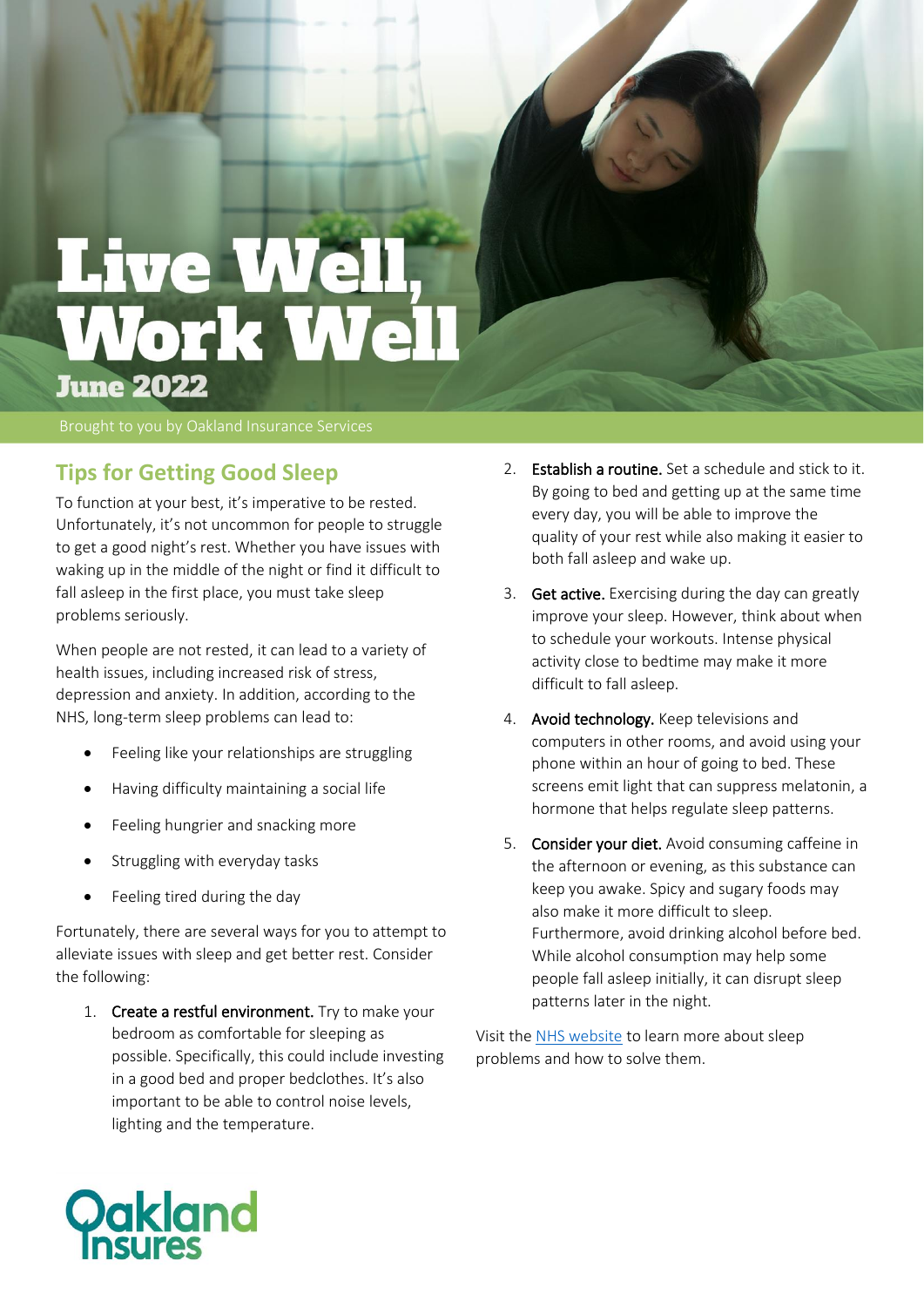# Live Well, Work Well

## June 2022

Brought to you by Oakland Insurance Services

## Tips for Getting Good Sleep

To function at your best, it's imperative to be rested. Unfortunately, it's not uncommon for people to struggle to get a good night's rest. Whether you have issues with waking up in the middle of the night or find it difficult to fall asleep in the first place, you must take sleep problems seriously.

When people are not rested, it can lead to a variety of health issues, including increased risk of stress, depression and anxiety. In addition, according to the NHS, long-term sleep problems can lead to:

- Feeling like your relationships are struggling
- Having difficulty maintaining a social life
- Feeling hungrier and snacking more
- Struggling with everyday tasks
- Feeling tired during the day

Fortunately, there are several ways for you to attempt to alleviate issues with sleep and get better rest. Consider the following:

1. **Create a restful environment.** Try to make your bedroom as comfortable for sleeping as possible. Specifically, this could include investing in a good bed and proper bedclothes. It's also important to be able to control noise levels, lighting and the temperature.
2. **Establish a routine.** Set a schedule and stick to it. By going to bed and getting up at the same time every day, you will be able to improve the quality of your rest while also making it easier to both fall asleep and wake up.
3. **Get active.** Exercising during the day can greatly improve your sleep. However, think about when to schedule your workouts. Intense physical activity close to bedtime may make it more difficult to fall asleep.
4. **Avoid technology.** Keep televisions and computers in other rooms, and avoid using your phone within an hour of going to bed. These screens emit light that can suppress melatonin, a hormone that helps regulate sleep patterns.
5. **Consider your diet.** Avoid consuming caffeine in the afternoon or evening, as this substance can keep you awake. Spicy and sugary foods may also make it more difficult to sleep. Furthermore, avoid drinking alcohol before bed. While alcohol consumption may help some people fall asleep initially, it can disrupt sleep patterns later in the night.

Visit the NHS website to learn more about sleep problems and how to solve them.

Oakland Insures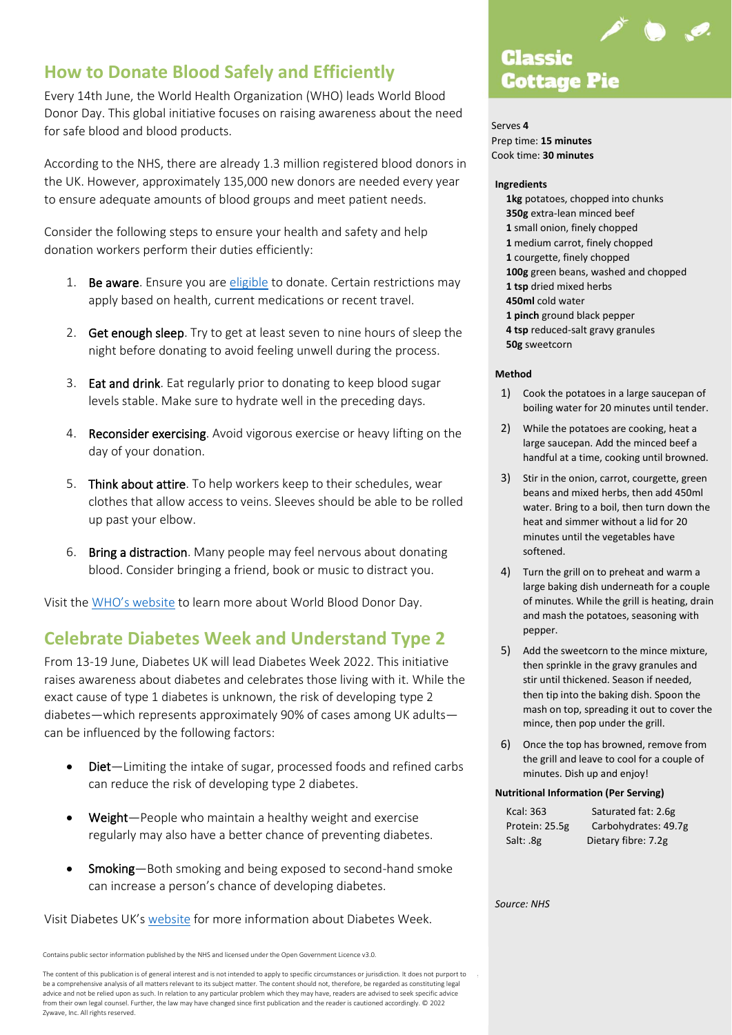## How to Donate Blood Safely and Efficiently

Every 14th June, the World Health Organization (WHO) leads World Blood Donor Day. This global initiative focuses on raising awareness about the need for safe blood and blood products.

According to the NHS, there are already 1.3 million registered blood donors in the UK. However, approximately 135,000 new donors are needed every year to ensure adequate amounts of blood groups and meet patient needs.

Consider the following steps to ensure your health and safety and help donation workers perform their duties efficiently:

1. **Be aware**. Ensure you are eligible to donate. Certain restrictions may apply based on health, current medications or recent travel.
2. **Get enough sleep**. Try to get at least seven to nine hours of sleep the night before donating to avoid feeling unwell during the process.
3. **Eat and drink**. Eat regularly prior to donating to keep blood sugar levels stable. Make sure to hydrate well in the preceding days.
4. **Reconsider exercising**. Avoid vigorous exercise or heavy lifting on the day of your donation.
5. **Think about attire**. To help workers keep to their schedules, wear clothes that allow access to veins. Sleeves should be able to be rolled up past your elbow.
6. **Bring a distraction**. Many people may feel nervous about donating blood. Consider bringing a friend, book or music to distract you.

Visit the WHO's website to learn more about World Blood Donor Day.

## Celebrate Diabetes Week and Understand Type 2

From 13-19 June, Diabetes UK will lead Diabetes Week 2022. This initiative raises awareness about diabetes and celebrates those living with it. While the exact cause of type 1 diabetes is unknown, the risk of developing type 2 diabetes—which represents approximately 90% of cases among UK adults—can be influenced by the following factors:

- **Diet**—Limiting the intake of sugar, processed foods and refined carbs can reduce the risk of developing type 2 diabetes.
- **Weight**—People who maintain a healthy weight and exercise regularly may also have a better chance of preventing diabetes.
- **Smoking**—Both smoking and being exposed to second-hand smoke can increase a person's chance of developing diabetes.

Visit Diabetes UK's website for more information about Diabetes Week.

## Classic Cottage Pie

Serves **4**
Prep time: **15 minutes**
Cook time: **30 minutes**

### Ingredients

- **1kg** potatoes, chopped into chunks
- **350g** extra-lean minced beef
- **1** small onion, finely chopped
- **1** medium carrot, finely chopped
- **1** courgette, finely chopped
- **100g** green beans, washed and chopped
- **1 tsp** dried mixed herbs
- **450ml** cold water
- **1 pinch** ground black pepper
- **4 tsp** reduced-salt gravy granules
- **50g** sweetcorn

### Method

1) Cook the potatoes in a large saucepan of boiling water for 20 minutes until tender.
2) While the potatoes are cooking, heat a large saucepan. Add the minced beef a handful at a time, cooking until browned.
3) Stir in the onion, carrot, courgette, green beans and mixed herbs, then add 450ml water. Bring to a boil, then turn down the heat and simmer without a lid for 20 minutes until the vegetables have softened.
4) Turn the grill on to preheat and warm a large baking dish underneath for a couple of minutes. While the grill is heating, drain and mash the potatoes, seasoning with pepper.
5) Add the sweetcorn to the mince mixture, then sprinkle in the gravy granules and stir until thickened. Season if needed, then tip into the baking dish. Spoon the mash on top, spreading it out to cover the mince, then pop under the grill.
6) Once the top has browned, remove from the grill and leave to cool for a couple of minutes. Dish up and enjoy!

### Nutritional Information (Per Serving)

| | |
|---|---|
| Kcal: 363 | Saturated fat: 2.6g |
| Protein: 25.5g | Carbohydrates: 49.7g |
| Salt: .8g | Dietary fibre: 7.2g |

*Source: NHS*

Contains public sector information published by the NHS and licensed under the Open Government Licence v3.0.

The content of this publication is of general interest and is not intended to apply to specific circumstances or jurisdiction. It does not purport to be a comprehensive analysis of all matters relevant to its subject matter. The content should not, therefore, be regarded as constituting legal advice and not be relied upon as such. In relation to any particular problem which they may have, readers are advised to seek specific advice from their own legal counsel. Further, the law may have changed since first publication and the reader is cautioned accordingly. © 2022 Zywave, Inc. All rights reserved.